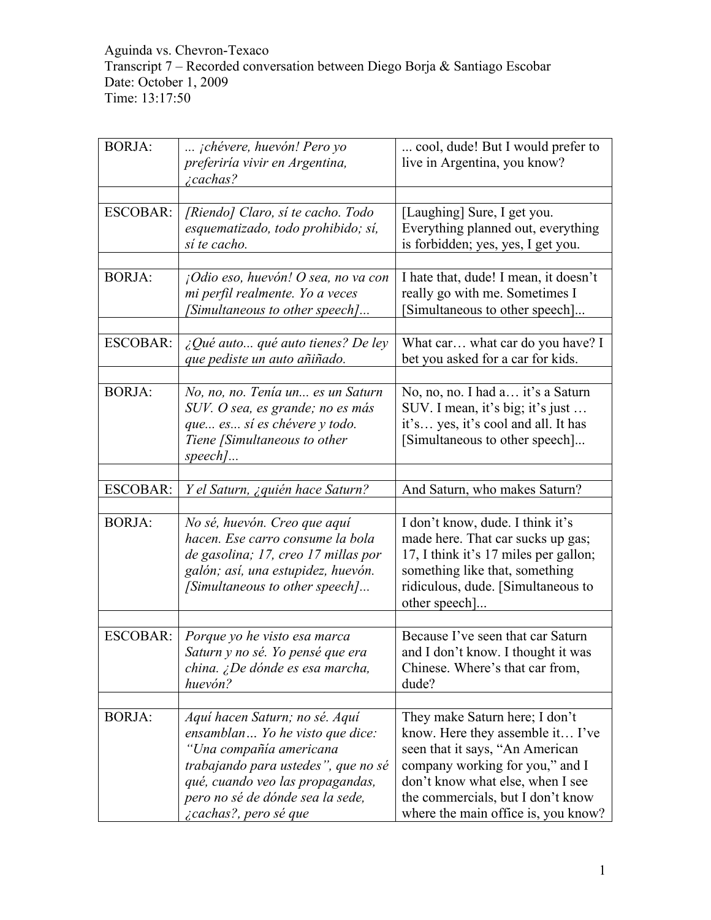Aguinda vs. Chevron-Texaco
Transcript 7 – Recorded conversation between Diego Borja & Santiago Escobar
Date: October 1, 2009
Time: 13:17:50

| | | |
|---|---|---|
| BORJA: | *... ¡chévere, huevón! Pero yo preferiría vivir en Argentina, ¿cachas?* | ... cool, dude! But I would prefer to live in Argentina, you know? |
| | | |
| ESCOBAR: | *[Riendo] Claro, sí te cacho. Todo esquematizado, todo prohibido; sí, sí te cacho.* | [Laughing] Sure, I get you. Everything planned out, everything is forbidden; yes, yes, I get you. |
| | | |
| BORJA: | *¡Odio eso, huevón! O sea, no va con mi perfil realmente. Yo a veces [Simultaneous to other speech]...* | I hate that, dude! I mean, it doesn't really go with me. Sometimes I [Simultaneous to other speech]... |
| | | |
| ESCOBAR: | *¿Qué auto... qué auto tienes? De ley que pediste un auto añiñado.* | What car… what car do you have? I bet you asked for a car for kids. |
| | | |
| BORJA: | *No, no, no. Tenía un... es un Saturn SUV. O sea, es grande; no es más que... es... sí es chévere y todo. Tiene [Simultaneous to other speech]...* | No, no, no. I had a… it's a Saturn SUV. I mean, it's big; it's just … it's… yes, it's cool and all. It has [Simultaneous to other speech]... |
| | | |
| ESCOBAR: | *Y el Saturn, ¿quién hace Saturn?* | And Saturn, who makes Saturn? |
| | | |
| BORJA: | *No sé, huevón. Creo que aquí hacen. Ese carro consume la bola de gasolina; 17, creo 17 millas por galón; así, una estupidez, huevón. [Simultaneous to other speech]...* | I don't know, dude. I think it's made here. That car sucks up gas; 17, I think it's 17 miles per gallon; something like that, something ridiculous, dude. [Simultaneous to other speech]... |
| | | |
| ESCOBAR: | *Porque yo he visto esa marca Saturn y no sé. Yo pensé que era china. ¿De dónde es esa marcha, huevón?* | Because I've seen that car Saturn and I don't know. I thought it was Chinese. Where's that car from, dude? |
| | | |
| BORJA: | *Aquí hacen Saturn; no sé. Aquí ensamblan… Yo he visto que dice: "Una compañía americana trabajando para ustedes", que no sé qué, cuando veo las propagandas, pero no sé de dónde sea la sede, ¿cachas?, pero sé que* | They make Saturn here; I don't know. Here they assemble it… I've seen that it says, "An American company working for you," and I don't know what else, when I see the commercials, but I don't know where the main office is, you know? |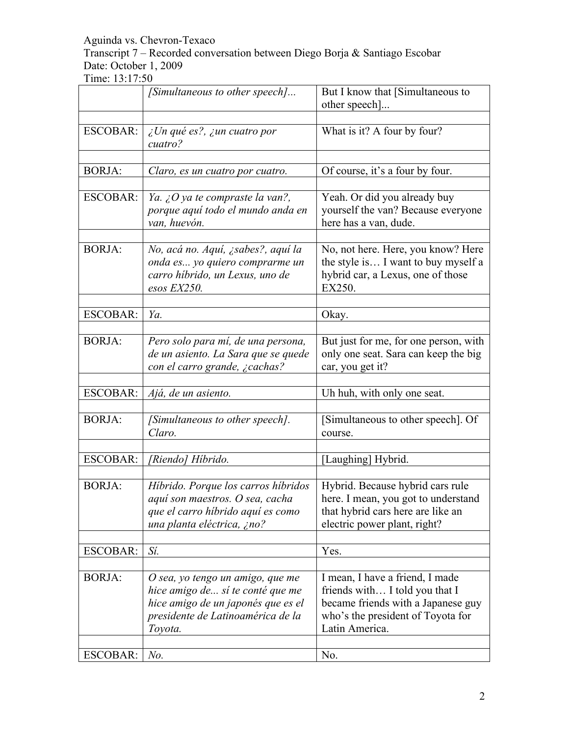Aguinda vs. Chevron-Texaco
Transcript 7 – Recorded conversation between Diego Borja & Santiago Escobar
Date: October 1, 2009
Time: 13:17:50

| | | |
|---|---|---|
| | *[Simultaneous to other speech]...* | But I know that [Simultaneous to other speech]... |
| | | |
| ESCOBAR: | *¿Un qué es?, ¿un cuatro por cuatro?* | What is it? A four by four? |
| | | |
| BORJA: | *Claro, es un cuatro por cuatro.* | Of course, it's a four by four. |
| | | |
| ESCOBAR: | *Ya. ¿O ya te compraste la van?, porque aquí todo el mundo anda en van, huevón.* | Yeah. Or did you already buy yourself the van? Because everyone here has a van, dude. |
| | | |
| BORJA: | *No, acá no. Aquí, ¿sabes?, aquí la onda es... yo quiero comprarme un carro híbrido, un Lexus, uno de esos EX250.* | No, not here. Here, you know? Here the style is… I want to buy myself a hybrid car, a Lexus, one of those EX250. |
| | | |
| ESCOBAR: | *Ya.* | Okay. |
| | | |
| BORJA: | *Pero solo para mí, de una persona, de un asiento. La Sara que se quede con el carro grande, ¿cachas?* | But just for me, for one person, with only one seat. Sara can keep the big car, you get it? |
| | | |
| ESCOBAR: | *Ajá, de un asiento.* | Uh huh, with only one seat. |
| | | |
| BORJA: | *[Simultaneous to other speech]. Claro.* | [Simultaneous to other speech]. Of course. |
| | | |
| ESCOBAR: | *[Riendo] Híbrido.* | [Laughing] Hybrid. |
| | | |
| BORJA: | *Híbrido. Porque los carros híbridos aquí son maestros. O sea, cacha que el carro híbrido aquí es como una planta eléctrica, ¿no?* | Hybrid. Because hybrid cars rule here. I mean, you got to understand that hybrid cars here are like an electric power plant, right? |
| | | |
| ESCOBAR: | *Sí.* | Yes. |
| | | |
| BORJA: | *O sea, yo tengo un amigo, que me hice amigo de... sí te conté que me hice amigo de un japonés que es el presidente de Latinoamérica de la Toyota.* | I mean, I have a friend, I made friends with… I told you that I became friends with a Japanese guy who's the president of Toyota for Latin America. |
| | | |
| ESCOBAR: | *No.* | No. |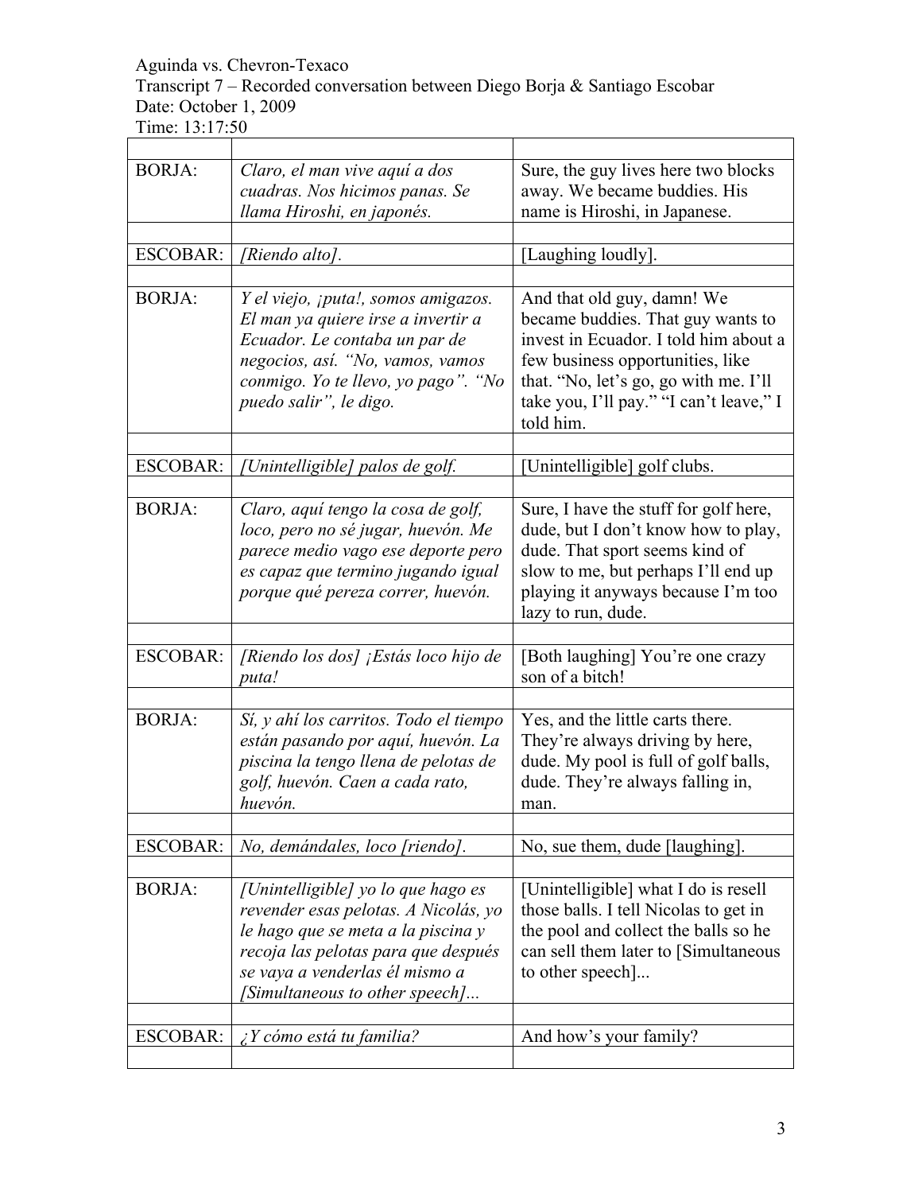Aguinda vs. Chevron-Texaco
Transcript 7 – Recorded conversation between Diego Borja & Santiago Escobar
Date: October 1, 2009
Time: 13:17:50

| | | |
|---|---|---|
| BORJA: | *Claro, el man vive aquí a dos cuadras. Nos hicimos panas. Se llama Hiroshi, en japonés.* | Sure, the guy lives here two blocks away. We became buddies. His name is Hiroshi, in Japanese. |
| | | |
| ESCOBAR: | *[Riendo alto].* | [Laughing loudly]. |
| | | |
| BORJA: | *Y el viejo, ¡puta!, somos amigazos. El man ya quiere irse a invertir a Ecuador. Le contaba un par de negocios, así. "No, vamos, vamos conmigo. Yo te llevo, yo pago". "No puedo salir", le digo.* | And that old guy, damn! We became buddies. That guy wants to invest in Ecuador. I told him about a few business opportunities, like that. "No, let's go, go with me. I'll take you, I'll pay." "I can't leave," I told him. |
| | | |
| ESCOBAR: | *[Unintelligible] palos de golf.* | [Unintelligible] golf clubs. |
| | | |
| BORJA: | *Claro, aquí tengo la cosa de golf, loco, pero no sé jugar, huevón. Me parece medio vago ese deporte pero es capaz que termino jugando igual porque qué pereza correr, huevón.* | Sure, I have the stuff for golf here, dude, but I don't know how to play, dude. That sport seems kind of slow to me, but perhaps I'll end up playing it anyways because I'm too lazy to run, dude. |
| | | |
| ESCOBAR: | *[Riendo los dos] ¡Estás loco hijo de puta!* | [Both laughing] You're one crazy son of a bitch! |
| | | |
| BORJA: | *Sí, y ahí los carritos. Todo el tiempo están pasando por aquí, huevón. La piscina la tengo llena de pelotas de golf, huevón. Caen a cada rato, huevón.* | Yes, and the little carts there. They're always driving by here, dude. My pool is full of golf balls, dude. They're always falling in, man. |
| | | |
| ESCOBAR: | *No, demándales, loco [riendo].* | No, sue them, dude [laughing]. |
| | | |
| BORJA: | *[Unintelligible] yo lo que hago es revender esas pelotas. A Nicolás, yo le hago que se meta a la piscina y recoja las pelotas para que después se vaya a venderlas él mismo a [Simultaneous to other speech]...* | [Unintelligible] what I do is resell those balls. I tell Nicolas to get in the pool and collect the balls so he can sell them later to [Simultaneous to other speech]... |
| | | |
| ESCOBAR: | *¿Y cómo está tu familia?* | And how's your family? |
| | | |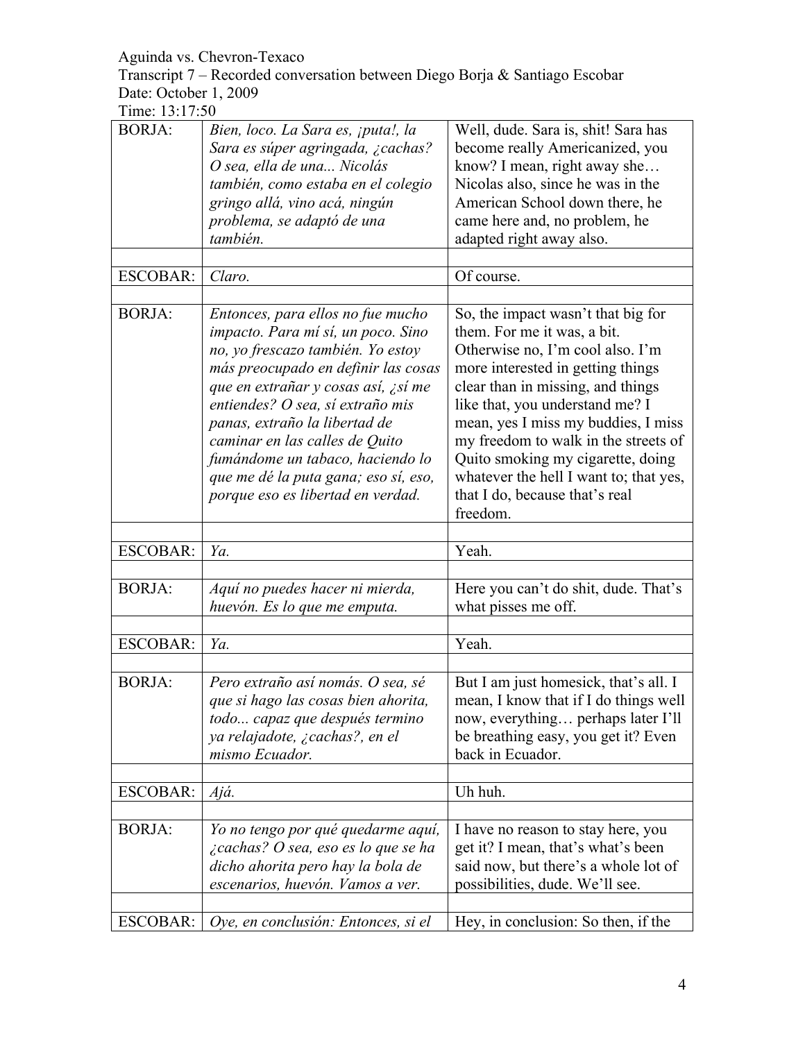Aguinda vs. Chevron-Texaco
Transcript 7 – Recorded conversation between Diego Borja & Santiago Escobar
Date: October 1, 2009
Time: 13:17:50

| | | |
|---|---|---|
| BORJA: | *Bien, loco. La Sara es, ¡puta!, la Sara es súper agringada, ¿cachas? O sea, ella de una... Nicolás también, como estaba en el colegio gringo allá, vino acá, ningún problema, se adaptó de una también.* | Well, dude. Sara is, shit! Sara has become really Americanized, you know? I mean, right away she… Nicolas also, since he was in the American School down there, he came here and, no problem, he adapted right away also. |
| | | |
| ESCOBAR: | *Claro.* | Of course. |
| | | |
| BORJA: | *Entonces, para ellos no fue mucho impacto. Para mí sí, un poco. Sino no, yo frescazo también. Yo estoy más preocupado en definir las cosas que en extrañar y cosas así, ¿sí me entiendes? O sea, sí extraño mis panas, extraño la libertad de caminar en las calles de Quito fumándome un tabaco, haciendo lo que me dé la puta gana; eso sí, eso, porque eso es libertad en verdad.* | So, the impact wasn't that big for them. For me it was, a bit. Otherwise no, I'm cool also. I'm more interested in getting things clear than in missing, and things like that, you understand me? I mean, yes I miss my buddies, I miss my freedom to walk in the streets of Quito smoking my cigarette, doing whatever the hell I want to; that yes, that I do, because that's real freedom. |
| | | |
| ESCOBAR: | *Ya.* | Yeah. |
| | | |
| BORJA: | *Aquí no puedes hacer ni mierda, huevón. Es lo que me emputa.* | Here you can't do shit, dude. That's what pisses me off. |
| | | |
| ESCOBAR: | *Ya.* | Yeah. |
| | | |
| BORJA: | *Pero extraño así nomás. O sea, sé que si hago las cosas bien ahorita, todo... capaz que después termino ya relajadote, ¿cachas?, en el mismo Ecuador.* | But I am just homesick, that's all. I mean, I know that if I do things well now, everything… perhaps later I'll be breathing easy, you get it? Even back in Ecuador. |
| | | |
| ESCOBAR: | *Ajá.* | Uh huh. |
| | | |
| BORJA: | *Yo no tengo por qué quedarme aquí, ¿cachas? O sea, eso es lo que se ha dicho ahorita pero hay la bola de escenarios, huevón. Vamos a ver.* | I have no reason to stay here, you get it? I mean, that's what's been said now, but there's a whole lot of possibilities, dude. We'll see. |
| | | |
| ESCOBAR: | *Oye, en conclusión: Entonces, si el* | Hey, in conclusion: So then, if the |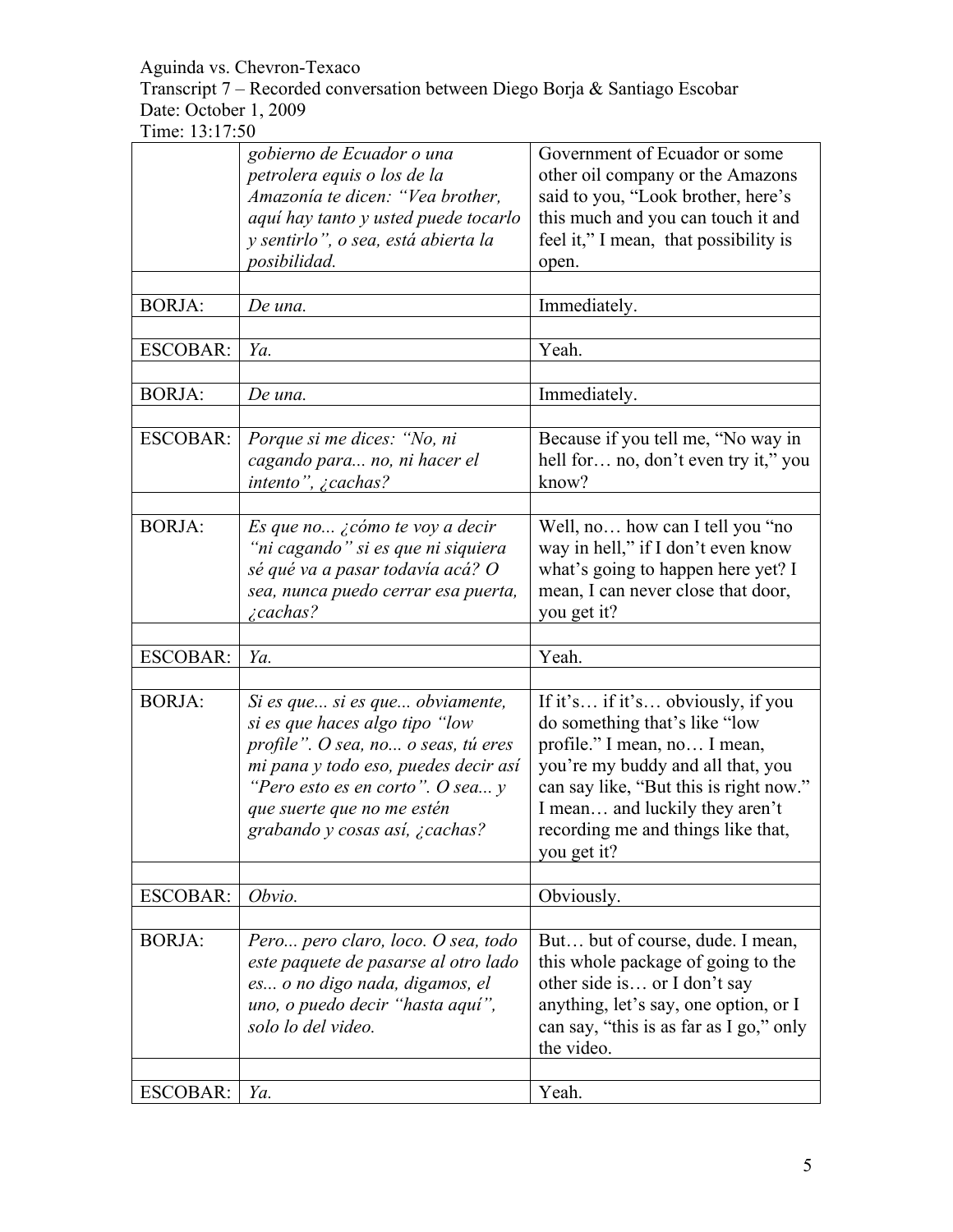Aguinda vs. Chevron-Texaco
Transcript 7 – Recorded conversation between Diego Borja & Santiago Escobar
Date: October 1, 2009
Time: 13:17:50

| | | |
|---|---|---|
| | *gobierno de Ecuador o una petrolera equis o los de la Amazonía te dicen: "Vea brother, aquí hay tanto y usted puede tocarlo y sentirlo", o sea, está abierta la posibilidad.* | Government of Ecuador or some other oil company or the Amazons said to you, "Look brother, here's this much and you can touch it and feel it," I mean, that possibility is open. |
| | | |
| BORJA: | *De una.* | Immediately. |
| | | |
| ESCOBAR: | *Ya.* | Yeah. |
| | | |
| BORJA: | *De una.* | Immediately. |
| | | |
| ESCOBAR: | *Porque si me dices: "No, ni cagando para... no, ni hacer el intento", ¿cachas?* | Because if you tell me, "No way in hell for… no, don't even try it," you know? |
| | | |
| BORJA: | *Es que no... ¿cómo te voy a decir "ni cagando" si es que ni siquiera sé qué va a pasar todavía acá? O sea, nunca puedo cerrar esa puerta, ¿cachas?* | Well, no… how can I tell you "no way in hell," if I don't even know what's going to happen here yet? I mean, I can never close that door, you get it? |
| | | |
| ESCOBAR: | *Ya.* | Yeah. |
| | | |
| BORJA: | *Si es que... si es que... obviamente, si es que haces algo tipo "low profile". O sea, no... o seas, tú eres mi pana y todo eso, puedes decir así "Pero esto es en corto". O sea... y que suerte que no me estén grabando y cosas así, ¿cachas?* | If it's… if it's… obviously, if you do something that's like "low profile." I mean, no… I mean, you're my buddy and all that, you can say like, "But this is right now." I mean… and luckily they aren't recording me and things like that, you get it? |
| | | |
| ESCOBAR: | *Obvio.* | Obviously. |
| | | |
| BORJA: | *Pero... pero claro, loco. O sea, todo este paquete de pasarse al otro lado es... o no digo nada, digamos, el uno, o puedo decir "hasta aquí", solo lo del video.* | But… but of course, dude. I mean, this whole package of going to the other side is… or I don't say anything, let's say, one option, or I can say, "this is as far as I go," only the video. |
| | | |
| ESCOBAR: | *Ya.* | Yeah. |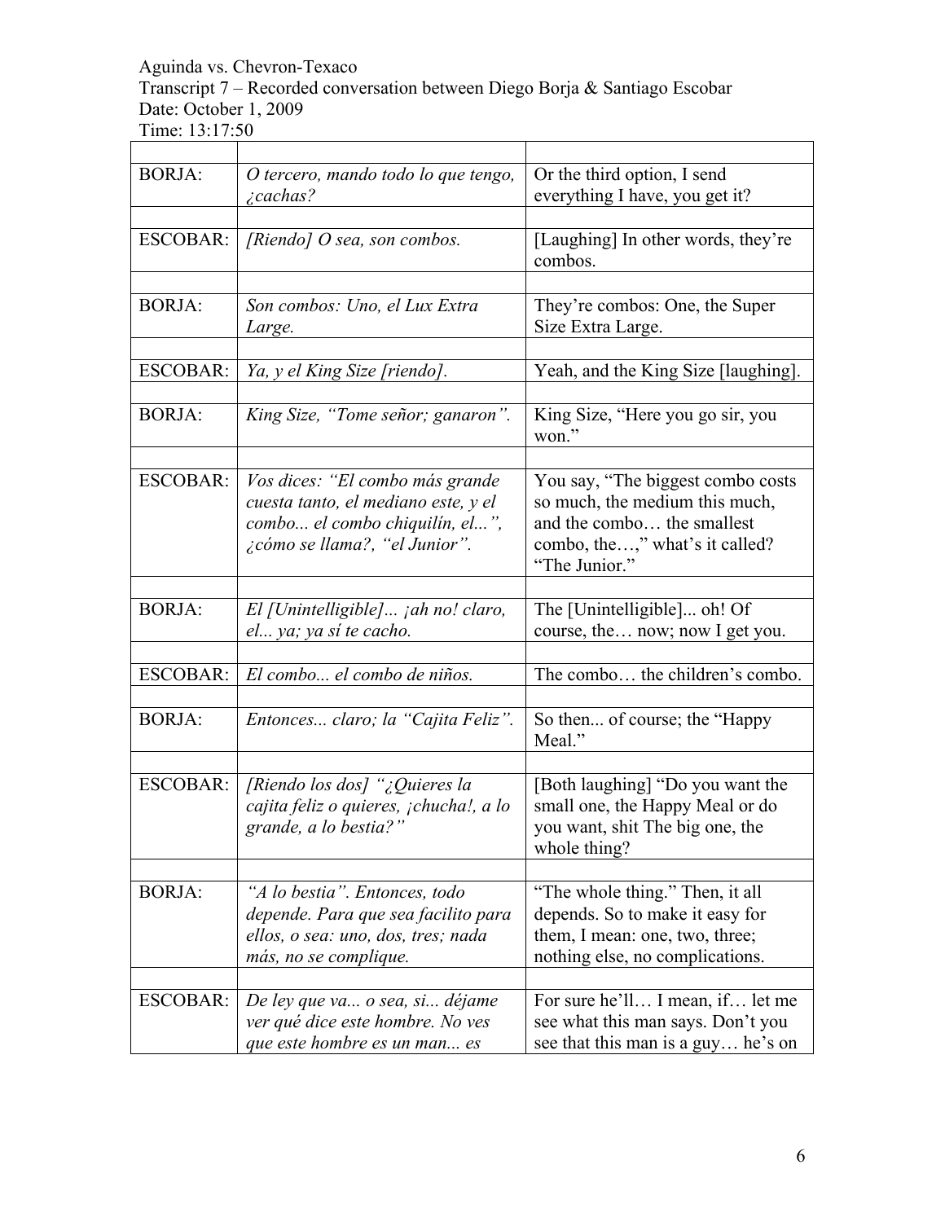Aguinda vs. Chevron-Texaco
Transcript 7 – Recorded conversation between Diego Borja & Santiago Escobar
Date: October 1, 2009
Time: 13:17:50

| | | |
|---|---|---|
| BORJA: | *O tercero, mando todo lo que tengo, ¿cachas?* | Or the third option, I send everything I have, you get it? |
| | | |
| ESCOBAR: | *[Riendo] O sea, son combos.* | [Laughing] In other words, they're combos. |
| | | |
| BORJA: | *Son combos: Uno, el Lux Extra Large.* | They're combos: One, the Super Size Extra Large. |
| | | |
| ESCOBAR: | *Ya, y el King Size [riendo].* | Yeah, and the King Size [laughing]. |
| | | |
| BORJA: | *King Size, "Tome señor; ganaron".* | King Size, "Here you go sir, you won." |
| | | |
| ESCOBAR: | *Vos dices: "El combo más grande cuesta tanto, el mediano este, y el combo... el combo chiquilín, el...", ¿cómo se llama?, "el Junior".* | You say, "The biggest combo costs so much, the medium this much, and the combo… the smallest combo, the…," what's it called? "The Junior." |
| | | |
| BORJA: | *El [Unintelligible]... ¡ah no! claro, el... ya; ya sí te cacho.* | The [Unintelligible]... oh! Of course, the… now; now I get you. |
| | | |
| ESCOBAR: | *El combo... el combo de niños.* | The combo… the children's combo. |
| | | |
| BORJA: | *Entonces... claro; la "Cajita Feliz".* | So then... of course; the "Happy Meal." |
| | | |
| ESCOBAR: | *[Riendo los dos] "¿Quieres la cajita feliz o quieres, ¡chucha!, a lo grande, a lo bestia?"* | [Both laughing] "Do you want the small one, the Happy Meal or do you want, shit The big one, the whole thing? |
| | | |
| BORJA: | *"A lo bestia". Entonces, todo depende. Para que sea facilito para ellos, o sea: uno, dos, tres; nada más, no se complique.* | "The whole thing." Then, it all depends. So to make it easy for them, I mean: one, two, three; nothing else, no complications. |
| | | |
| ESCOBAR: | *De ley que va... o sea, si... déjame ver qué dice este hombre. No ves que este hombre es un man... es* | For sure he'll… I mean, if… let me see what this man says. Don't you see that this man is a guy… he's on |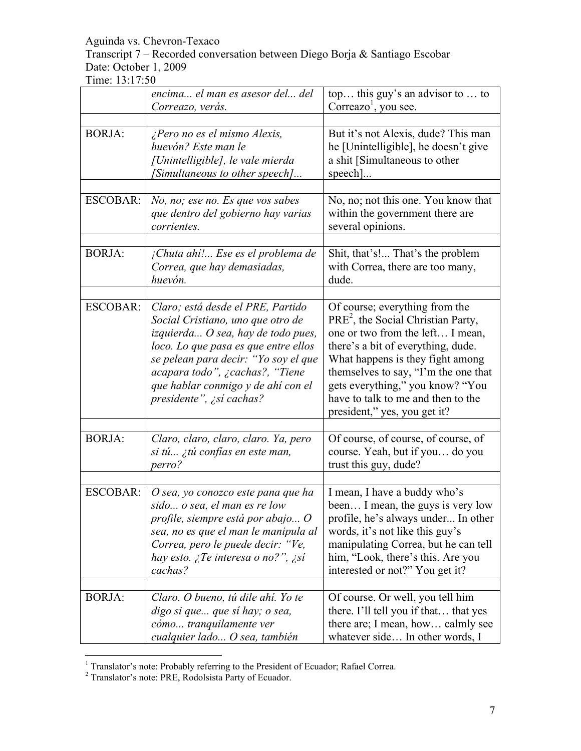Aguinda vs. Chevron-Texaco
Transcript 7 – Recorded conversation between Diego Borja & Santiago Escobar
Date: October 1, 2009
Time: 13:17:50

| | | |
|---|---|---|
| | *encima... el man es asesor del... del Correazo, verás.* | top… this guy's an advisor to … to Correazo[1], you see. |
| | | |
| BORJA: | *¿Pero no es el mismo Alexis, huevón? Este man le [Unintelligible], le vale mierda [Simultaneous to other speech]...* | But it's not Alexis, dude? This man he [Unintelligible], he doesn't give a shit [Simultaneous to other speech]... |
| | | |
| ESCOBAR: | *No, no; ese no. Es que vos sabes que dentro del gobierno hay varias corrientes.* | No, no; not this one. You know that within the government there are several opinions. |
| | | |
| BORJA: | *¡Chuta ahí!... Ese es el problema de Correa, que hay demasiadas, huevón.* | Shit, that's!... That's the problem with Correa, there are too many, dude. |
| | | |
| ESCOBAR: | *Claro; está desde el PRE, Partido Social Cristiano, uno que otro de izquierda... O sea, hay de todo pues, loco. Lo que pasa es que entre ellos se pelean para decir: "Yo soy el que acapara todo", ¿cachas?, "Tiene que hablar conmigo y de ahí con el presidente", ¿sí cachas?* | Of course; everything from the PRE[2], the Social Christian Party, one or two from the left… I mean, there's a bit of everything, dude. What happens is they fight among themselves to say, "I'm the one that gets everything," you know? "You have to talk to me and then to the president," yes, you get it? |
| | | |
| BORJA: | *Claro, claro, claro, claro. Ya, pero si tú... ¿tú confías en este man, perro?* | Of course, of course, of course, of course. Yeah, but if you… do you trust this guy, dude? |
| | | |
| ESCOBAR: | *O sea, yo conozco este pana que ha sido... o sea, el man es re low profile, siempre está por abajo... O sea, no es que el man le manipula al Correa, pero le puede decir: "Ve, hay esto. ¿Te interesa o no?", ¿sí cachas?* | I mean, I have a buddy who's been… I mean, the guys is very low profile, he's always under... In other words, it's not like this guy's manipulating Correa, but he can tell him, "Look, there's this. Are you interested or not?" You get it? |
| | | |
| BORJA: | *Claro. O bueno, tú dile ahí. Yo te digo si que... que sí hay; o sea, cómo... tranquilamente ver cualquier lado... O sea, también* | Of course. Or well, you tell him there. I'll tell you if that… that yes there are; I mean, how… calmly see whatever side… In other words, I |

[1] Translator's note: Probably referring to the President of Ecuador; Rafael Correa.
[2] Translator's note: PRE, Rodolsista Party of Ecuador.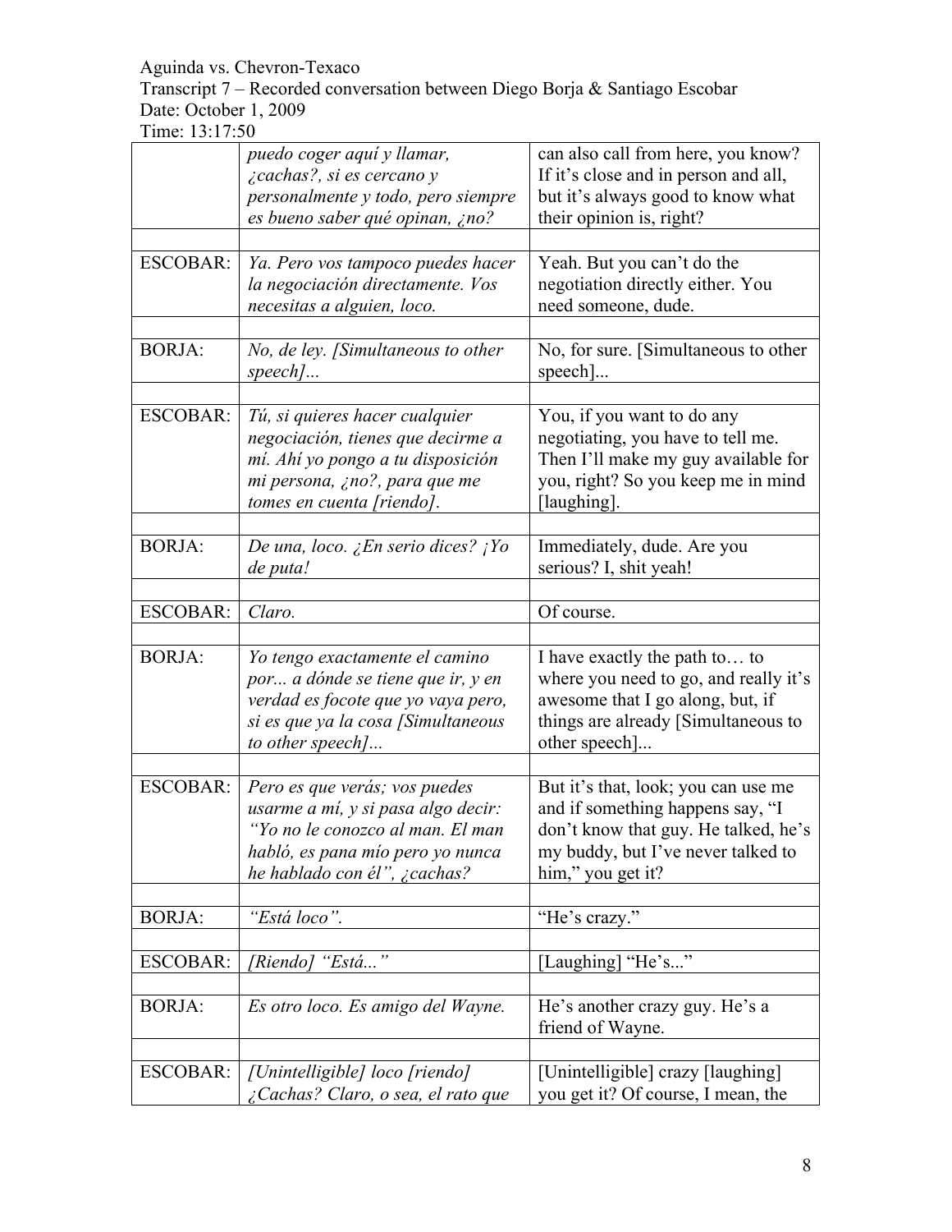Aguinda vs. Chevron-Texaco
Transcript 7 – Recorded conversation between Diego Borja & Santiago Escobar
Date: October 1, 2009
Time: 13:17:50

| | | |
|---|---|---|
| | *puedo coger aquí y llamar, ¿cachas?, si es cercano y personalmente y todo, pero siempre es bueno saber qué opinan, ¿no?* | can also call from here, you know? If it's close and in person and all, but it's always good to know what their opinion is, right? |
| | | |
| ESCOBAR: | *Ya. Pero vos tampoco puedes hacer la negociación directamente. Vos necesitas a alguien, loco.* | Yeah. But you can't do the negotiation directly either. You need someone, dude. |
| | | |
| BORJA: | *No, de ley. [Simultaneous to other speech]...* | No, for sure. [Simultaneous to other speech]... |
| | | |
| ESCOBAR: | *Tú, si quieres hacer cualquier negociación, tienes que decirme a mí. Ahí yo pongo a tu disposición mi persona, ¿no?, para que me tomes en cuenta [riendo].* | You, if you want to do any negotiating, you have to tell me. Then I'll make my guy available for you, right? So you keep me in mind [laughing]. |
| | | |
| BORJA: | *De una, loco. ¿En serio dices? ¡Yo de puta!* | Immediately, dude. Are you serious? I, shit yeah! |
| | | |
| ESCOBAR: | *Claro.* | Of course. |
| | | |
| BORJA: | *Yo tengo exactamente el camino por... a dónde se tiene que ir, y en verdad es focote que yo vaya pero, si es que ya la cosa [Simultaneous to other speech]...* | I have exactly the path to… to where you need to go, and really it's awesome that I go along, but, if things are already [Simultaneous to other speech]... |
| | | |
| ESCOBAR: | *Pero es que verás; vos puedes usarme a mí, y si pasa algo decir: "Yo no le conozco al man. El man habló, es pana mío pero yo nunca he hablado con él", ¿cachas?* | But it's that, look; you can use me and if something happens say, "I don't know that guy. He talked, he's my buddy, but I've never talked to him," you get it? |
| | | |
| BORJA: | *"Está loco".* | "He's crazy." |
| | | |
| ESCOBAR: | *[Riendo] "Está..."* | [Laughing] "He's..." |
| | | |
| BORJA: | *Es otro loco. Es amigo del Wayne.* | He's another crazy guy. He's a friend of Wayne. |
| | | |
| ESCOBAR: | *[Unintelligible] loco [riendo] ¿Cachas? Claro, o sea, el rato que* | [Unintelligible] crazy [laughing] you get it? Of course, I mean, the |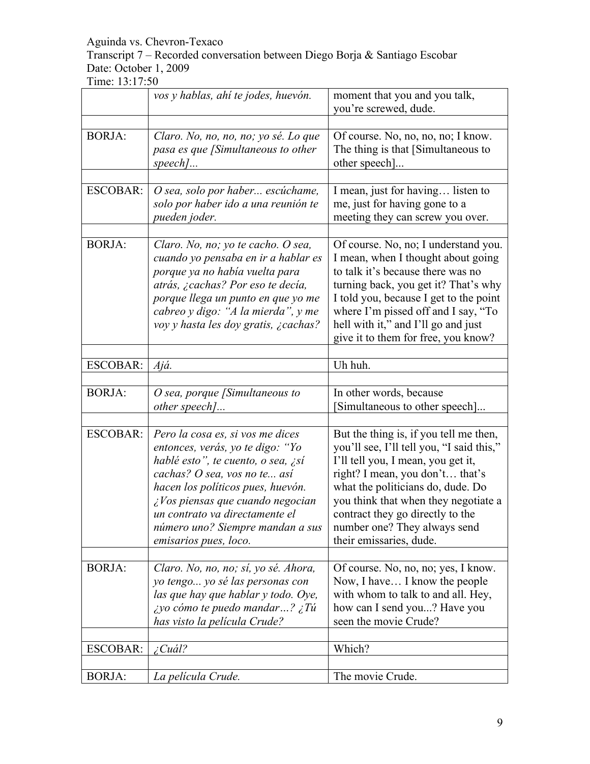Aguinda vs. Chevron-Texaco
Transcript 7 – Recorded conversation between Diego Borja & Santiago Escobar
Date: October 1, 2009
Time: 13:17:50

| | | |
|---|---|---|
| | *vos y hablas, ahí te jodes, huevón.* | moment that you and you talk, you're screwed, dude. |
| | | |
| BORJA: | *Claro. No, no, no, no; yo sé. Lo que pasa es que [Simultaneous to other speech]...* | Of course. No, no, no, no; I know. The thing is that [Simultaneous to other speech]... |
| | | |
| ESCOBAR: | *O sea, solo por haber... escúchame, solo por haber ido a una reunión te pueden joder.* | I mean, just for having… listen to me, just for having gone to a meeting they can screw you over. |
| | | |
| BORJA: | *Claro. No, no; yo te cacho. O sea, cuando yo pensaba en ir a hablar es porque ya no había vuelta para atrás, ¿cachas? Por eso te decía, porque llega un punto en que yo me cabreo y digo: "A la mierda", y me voy y hasta les doy gratis, ¿cachas?* | Of course. No, no; I understand you. I mean, when I thought about going to talk it's because there was no turning back, you get it? That's why I told you, because I get to the point where I'm pissed off and I say, "To hell with it," and I'll go and just give it to them for free, you know? |
| | | |
| ESCOBAR: | *Ajá.* | Uh huh. |
| | | |
| BORJA: | *O sea, porque [Simultaneous to other speech]...* | In other words, because [Simultaneous to other speech]... |
| | | |
| ESCOBAR: | *Pero la cosa es, si vos me dices entonces, verás, yo te digo: "Yo hablé esto", te cuento, o sea, ¿sí cachas? O sea, vos no te... así hacen los políticos pues, huevón. ¿Vos piensas que cuando negocian un contrato va directamente el número uno? Siempre mandan a sus emisarios pues, loco.* | But the thing is, if you tell me then, you'll see, I'll tell you, "I said this," I'll tell you, I mean, you get it, right? I mean, you don't… that's what the politicians do, dude. Do you think that when they negotiate a contract they go directly to the number one? They always send their emissaries, dude. |
| | | |
| BORJA: | *Claro. No, no, no; sí, yo sé. Ahora, yo tengo... yo sé las personas con las que hay que hablar y todo. Oye, ¿yo cómo te puedo mandar…? ¿Tú has visto la película Crude?* | Of course. No, no, no; yes, I know. Now, I have… I know the people with whom to talk to and all. Hey, how can I send you...? Have you seen the movie Crude? |
| | | |
| ESCOBAR: | *¿Cuál?* | Which? |
| | | |
| BORJA: | *La película Crude.* | The movie Crude. |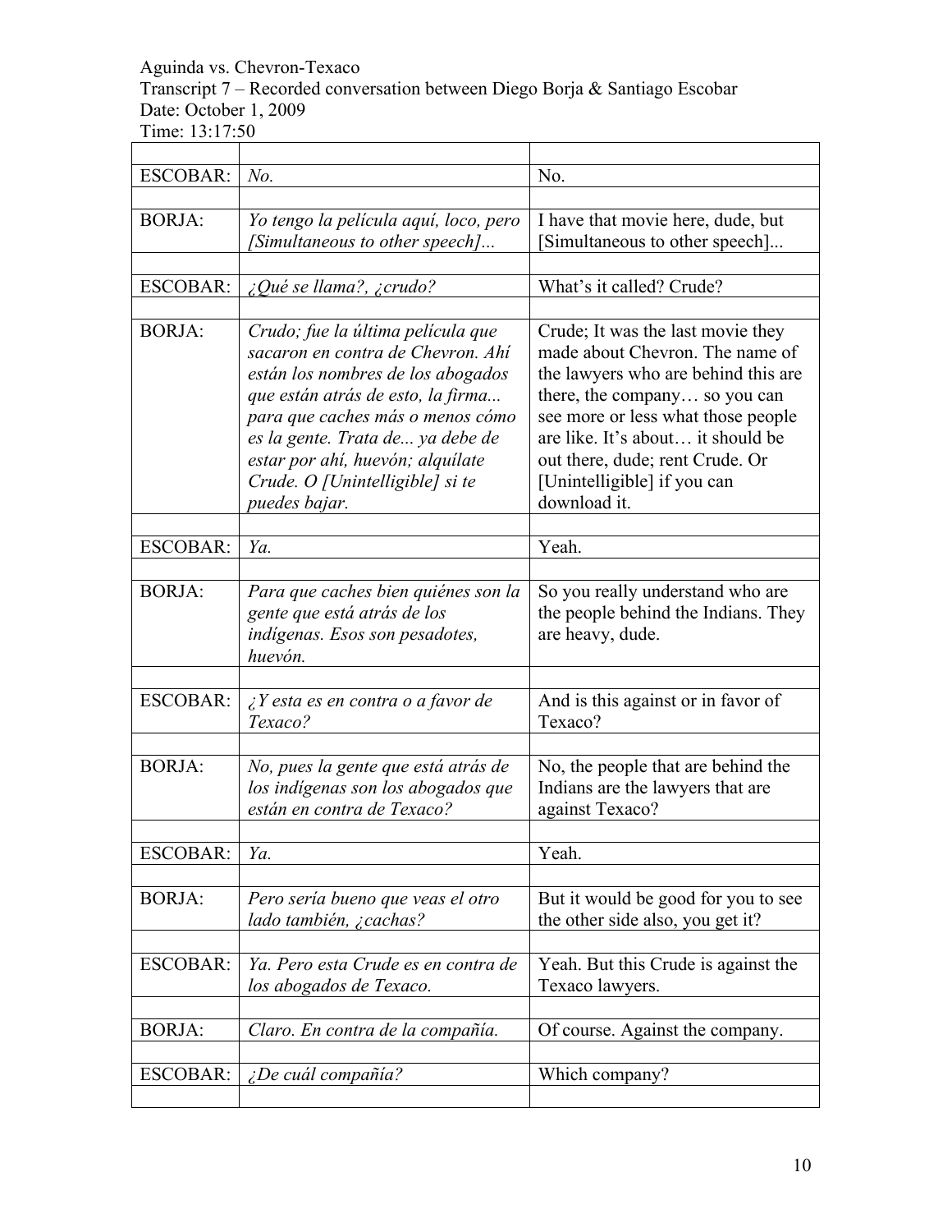Aguinda vs. Chevron-Texaco
Transcript 7 – Recorded conversation between Diego Borja & Santiago Escobar
Date: October 1, 2009
Time: 13:17:50

| | | |
|---|---|---|
| ESCOBAR: | *No.* | No. |
| | | |
| BORJA: | *Yo tengo la película aquí, loco, pero [Simultaneous to other speech]...* | I have that movie here, dude, but [Simultaneous to other speech]... |
| | | |
| ESCOBAR: | *¿Qué se llama?, ¿crudo?* | What's it called? Crude? |
| | | |
| BORJA: | *Crudo; fue la última película que sacaron en contra de Chevron. Ahí están los nombres de los abogados que están atrás de esto, la firma... para que caches más o menos cómo es la gente. Trata de... ya debe de estar por ahí, huevón; alquílate Crude. O [Unintelligible] si te puedes bajar.* | Crude; It was the last movie they made about Chevron. The name of the lawyers who are behind this are there, the company… so you can see more or less what those people are like. It's about… it should be out there, dude; rent Crude. Or [Unintelligible] if you can download it. |
| | | |
| ESCOBAR: | *Ya.* | Yeah. |
| | | |
| BORJA: | *Para que caches bien quiénes son la gente que está atrás de los indígenas. Esos son pesadotes, huevón.* | So you really understand who are the people behind the Indians. They are heavy, dude. |
| | | |
| ESCOBAR: | *¿Y esta es en contra o a favor de Texaco?* | And is this against or in favor of Texaco? |
| | | |
| BORJA: | *No, pues la gente que está atrás de los indígenas son los abogados que están en contra de Texaco?* | No, the people that are behind the Indians are the lawyers that are against Texaco? |
| | | |
| ESCOBAR: | *Ya.* | Yeah. |
| | | |
| BORJA: | *Pero sería bueno que veas el otro lado también, ¿cachas?* | But it would be good for you to see the other side also, you get it? |
| | | |
| ESCOBAR: | *Ya. Pero esta Crude es en contra de los abogados de Texaco.* | Yeah. But this Crude is against the Texaco lawyers. |
| | | |
| BORJA: | *Claro. En contra de la compañía.* | Of course. Against the company. |
| | | |
| ESCOBAR: | *¿De cuál compañía?* | Which company? |
| | | |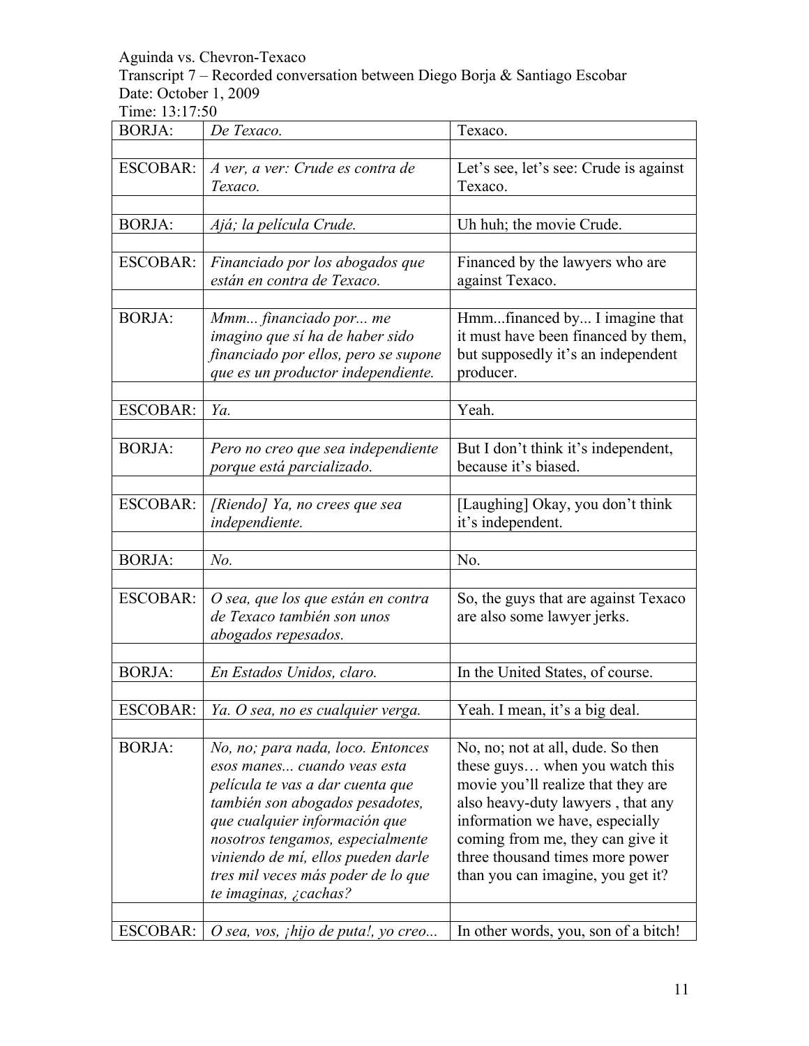Aguinda vs. Chevron-Texaco

Transcript 7 – Recorded conversation between Diego Borja & Santiago Escobar

Date: October 1, 2009

Time: 13:17:50

| | | |
|---|---|---|
| BORJA: | *De Texaco.* | Texaco. |
| | | |
| ESCOBAR: | *A ver, a ver: Crude es contra de Texaco.* | Let's see, let's see: Crude is against Texaco. |
| | | |
| BORJA: | *Ajá; la película Crude.* | Uh huh; the movie Crude. |
| | | |
| ESCOBAR: | *Financiado por los abogados que están en contra de Texaco.* | Financed by the lawyers who are against Texaco. |
| | | |
| BORJA: | *Mmm... financiado por... me imagino que sí ha de haber sido financiado por ellos, pero se supone que es un productor independiente.* | Hmm...financed by... I imagine that it must have been financed by them, but supposedly it's an independent producer. |
| | | |
| ESCOBAR: | *Ya.* | Yeah. |
| | | |
| BORJA: | *Pero no creo que sea independiente porque está parcializado.* | But I don't think it's independent, because it's biased. |
| | | |
| ESCOBAR: | *[Riendo] Ya, no crees que sea independiente.* | [Laughing] Okay, you don't think it's independent. |
| | | |
| BORJA: | *No.* | No. |
| | | |
| ESCOBAR: | *O sea, que los que están en contra de Texaco también son unos abogados repesados.* | So, the guys that are against Texaco are also some lawyer jerks. |
| | | |
| BORJA: | *En Estados Unidos, claro.* | In the United States, of course. |
| | | |
| ESCOBAR: | *Ya. O sea, no es cualquier verga.* | Yeah. I mean, it's a big deal. |
| | | |
| BORJA: | *No, no; para nada, loco. Entonces esos manes... cuando veas esta película te vas a dar cuenta que también son abogados pesadotes, que cualquier información que nosotros tengamos, especialmente viniendo de mí, ellos pueden darle tres mil veces más poder de lo que te imaginas, ¿cachas?* | No, no; not at all, dude. So then these guys… when you watch this movie you'll realize that they are also heavy-duty lawyers , that any information we have, especially coming from me, they can give it three thousand times more power than you can imagine, you get it? |
| | | |
| ESCOBAR: | *O sea, vos, ¡hijo de puta!, yo creo...* | In other words, you, son of a bitch! |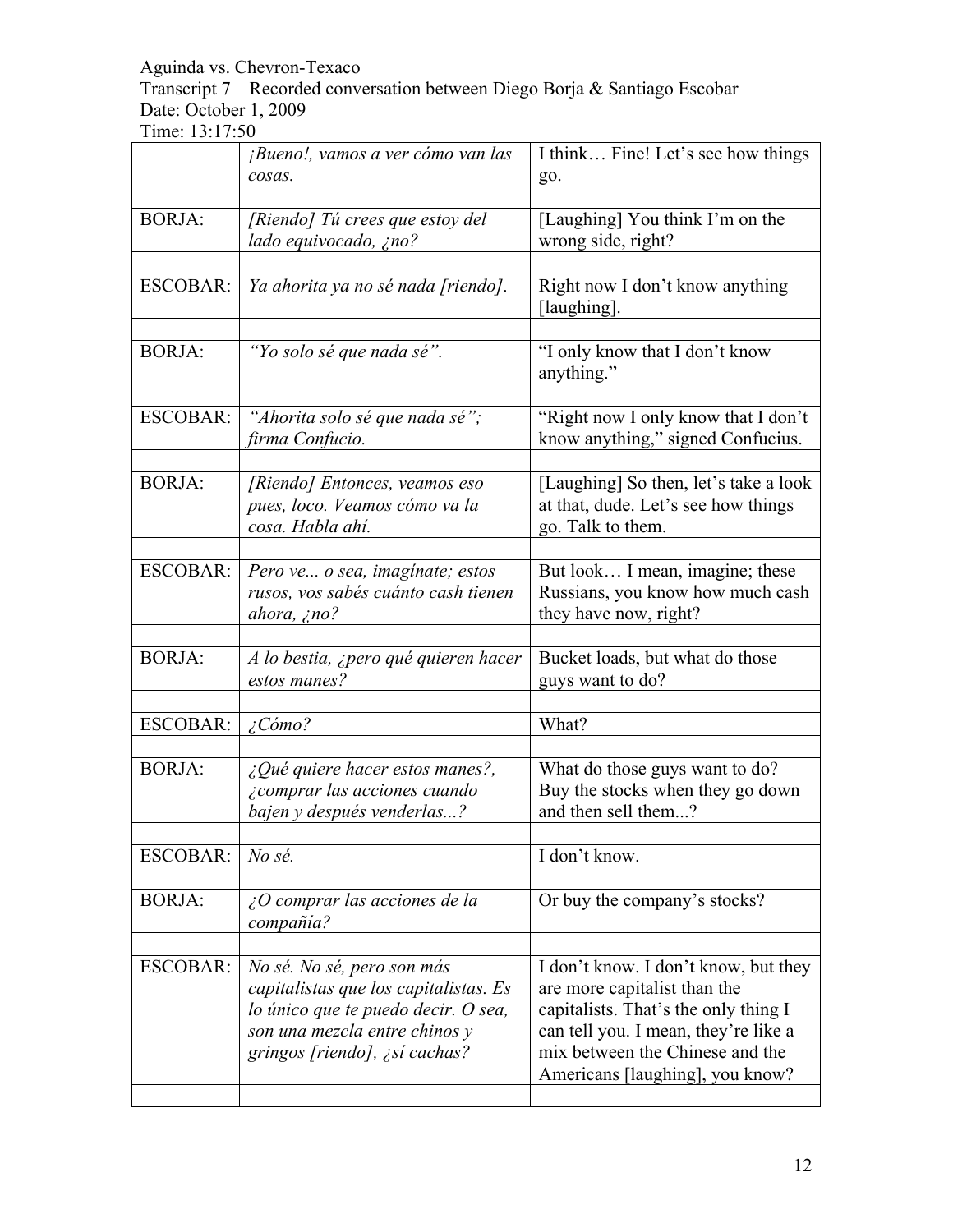Aguinda vs. Chevron-Texaco
Transcript 7 – Recorded conversation between Diego Borja & Santiago Escobar
Date: October 1, 2009
Time: 13:17:50

| | | |
|---|---|---|
| | *¡Bueno!, vamos a ver cómo van las cosas.* | I think… Fine! Let's see how things go. |
| | | |
| BORJA: | *[Riendo] Tú crees que estoy del lado equivocado, ¿no?* | [Laughing] You think I'm on the wrong side, right? |
| | | |
| ESCOBAR: | *Ya ahorita ya no sé nada [riendo].* | Right now I don't know anything [laughing]. |
| | | |
| BORJA: | *"Yo solo sé que nada sé".* | "I only know that I don't know anything." |
| | | |
| ESCOBAR: | *"Ahorita solo sé que nada sé"; firma Confucio.* | "Right now I only know that I don't know anything," signed Confucius. |
| | | |
| BORJA: | *[Riendo] Entonces, veamos eso pues, loco. Veamos cómo va la cosa. Habla ahí.* | [Laughing] So then, let's take a look at that, dude. Let's see how things go. Talk to them. |
| | | |
| ESCOBAR: | *Pero ve... o sea, imagínate; estos rusos, vos sabés cuánto cash tienen ahora, ¿no?* | But look… I mean, imagine; these Russians, you know how much cash they have now, right? |
| | | |
| BORJA: | *A lo bestia, ¿pero qué quieren hacer estos manes?* | Bucket loads, but what do those guys want to do? |
| | | |
| ESCOBAR: | *¿Cómo?* | What? |
| | | |
| BORJA: | *¿Qué quiere hacer estos manes?, ¿comprar las acciones cuando bajen y después venderlas...?* | What do those guys want to do? Buy the stocks when they go down and then sell them...? |
| | | |
| ESCOBAR: | *No sé.* | I don't know. |
| | | |
| BORJA: | *¿O comprar las acciones de la compañía?* | Or buy the company's stocks? |
| | | |
| ESCOBAR: | *No sé. No sé, pero son más capitalistas que los capitalistas. Es lo único que te puedo decir. O sea, son una mezcla entre chinos y gringos [riendo], ¿sí cachas?* | I don't know. I don't know, but they are more capitalist than the capitalists. That's the only thing I can tell you. I mean, they're like a mix between the Chinese and the Americans [laughing], you know? |
| | | |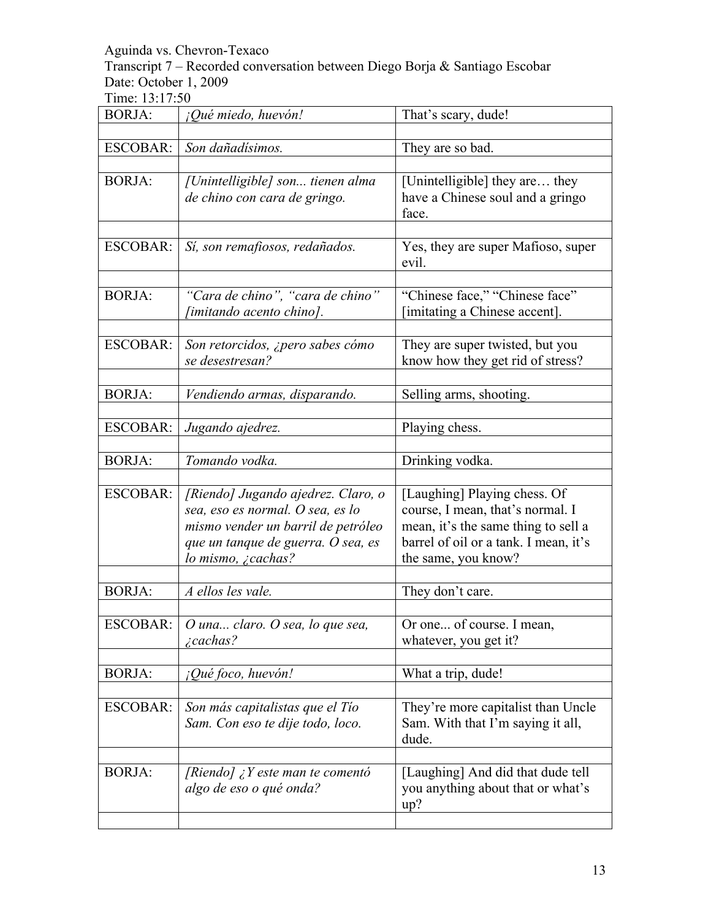Aguinda vs. Chevron-Texaco

Transcript 7 – Recorded conversation between Diego Borja & Santiago Escobar

Date: October 1, 2009

Time: 13:17:50

| | | |
|---|---|---|
| BORJA: | *¡Qué miedo, huevón!* | That's scary, dude! |
| | | |
| ESCOBAR: | *Son dañadísimos.* | They are so bad. |
| | | |
| BORJA: | *[Unintelligible] son... tienen alma de chino con cara de gringo.* | [Unintelligible] they are… they have a Chinese soul and a gringo face. |
| | | |
| ESCOBAR: | *Sí, son remafiosos, redañados.* | Yes, they are super Mafioso, super evil. |
| | | |
| BORJA: | *"Cara de chino", "cara de chino" [imitando acento chino].* | "Chinese face," "Chinese face" [imitating a Chinese accent]. |
| | | |
| ESCOBAR: | *Son retorcidos, ¿pero sabes cómo se desestresan?* | They are super twisted, but you know how they get rid of stress? |
| | | |
| BORJA: | *Vendiendo armas, disparando.* | Selling arms, shooting. |
| | | |
| ESCOBAR: | *Jugando ajedrez.* | Playing chess. |
| | | |
| BORJA: | *Tomando vodka.* | Drinking vodka. |
| | | |
| ESCOBAR: | *[Riendo] Jugando ajedrez. Claro, o sea, eso es normal. O sea, es lo mismo vender un barril de petróleo que un tanque de guerra. O sea, es lo mismo, ¿cachas?* | [Laughing] Playing chess. Of course, I mean, that's normal. I mean, it's the same thing to sell a barrel of oil or a tank. I mean, it's the same, you know? |
| | | |
| BORJA: | *A ellos les vale.* | They don't care. |
| | | |
| ESCOBAR: | *O una... claro. O sea, lo que sea, ¿cachas?* | Or one... of course. I mean, whatever, you get it? |
| | | |
| BORJA: | *¡Qué foco, huevón!* | What a trip, dude! |
| | | |
| ESCOBAR: | *Son más capitalistas que el Tío Sam. Con eso te dije todo, loco.* | They're more capitalist than Uncle Sam. With that I'm saying it all, dude. |
| | | |
| BORJA: | *[Riendo] ¿Y este man te comentó algo de eso o qué onda?* | [Laughing] And did that dude tell you anything about that or what's up? |
| | | |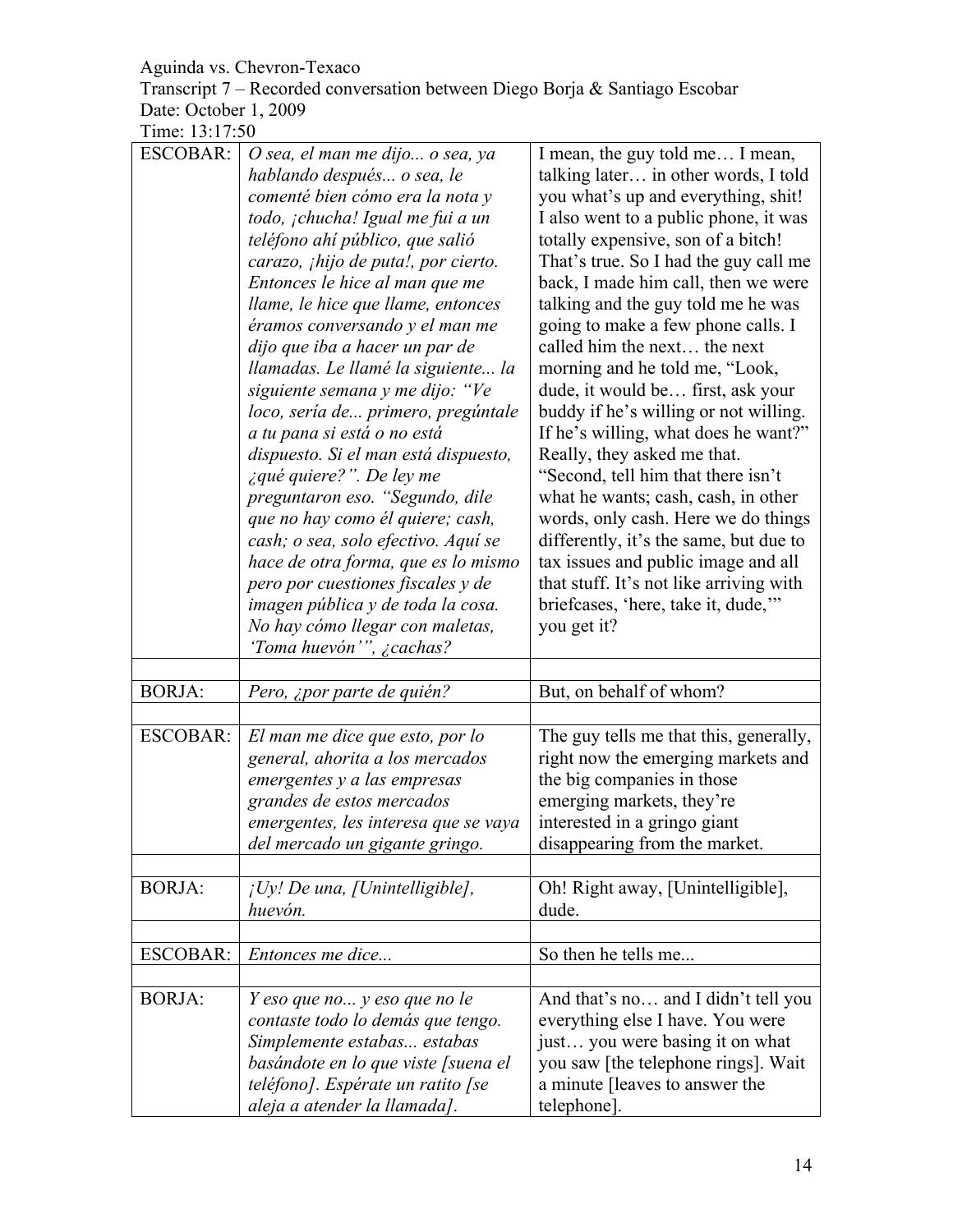Aguinda vs. Chevron-Texaco

Transcript 7 – Recorded conversation between Diego Borja & Santiago Escobar

Date: October 1, 2009

Time: 13:17:50

| | | |
|---|---|---|
| ESCOBAR: | *O sea, el man me dijo... o sea, ya hablando después... o sea, le comenté bien cómo era la nota y todo, ¡chucha! Igual me fui a un teléfono ahí público, que salió carazo, ¡hijo de puta!, por cierto. Entonces le hice al man que me llame, le hice que llame, entonces éramos conversando y el man me dijo que iba a hacer un par de llamadas. Le llamé la siguiente... la siguiente semana y me dijo: "Ve loco, sería de... primero, pregúntale a tu pana si está o no está dispuesto. Si el man está dispuesto, ¿qué quiere?". De ley me preguntaron eso. "Segundo, dile que no hay como él quiere; cash, cash; o sea, solo efectivo. Aquí se hace de otra forma, que es lo mismo pero por cuestiones fiscales y de imagen pública y de toda la cosa. No hay cómo llegar con maletas, 'Toma huevón'", ¿cachas?* | I mean, the guy told me… I mean, talking later… in other words, I told you what's up and everything, shit! I also went to a public phone, it was totally expensive, son of a bitch! That's true. So I had the guy call me back, I made him call, then we were talking and the guy told me he was going to make a few phone calls. I called him the next… the next morning and he told me, "Look, dude, it would be… first, ask your buddy if he's willing or not willing. If he's willing, what does he want?" Really, they asked me that. "Second, tell him that there isn't what he wants; cash, cash, in other words, only cash. Here we do things differently, it's the same, but due to tax issues and public image and all that stuff. It's not like arriving with briefcases, 'here, take it, dude,'" you get it? |
| | | |
| BORJA: | *Pero, ¿por parte de quién?* | But, on behalf of whom? |
| | | |
| ESCOBAR: | *El man me dice que esto, por lo general, ahorita a los mercados emergentes y a las empresas grandes de estos mercados emergentes, les interesa que se vaya del mercado un gigante gringo.* | The guy tells me that this, generally, right now the emerging markets and the big companies in those emerging markets, they're interested in a gringo giant disappearing from the market. |
| | | |
| BORJA: | *¡Uy! De una, [Unintelligible], huevón.* | Oh! Right away, [Unintelligible], dude. |
| | | |
| ESCOBAR: | *Entonces me dice...* | So then he tells me... |
| | | |
| BORJA: | *Y eso que no... y eso que no le contaste todo lo demás que tengo. Simplemente estabas... estabas basándote en lo que viste [suena el teléfono]. Espérate un ratito [se aleja a atender la llamada].* | And that's no… and I didn't tell you everything else I have. You were just… you were basing it on what you saw [the telephone rings]. Wait a minute [leaves to answer the telephone]. |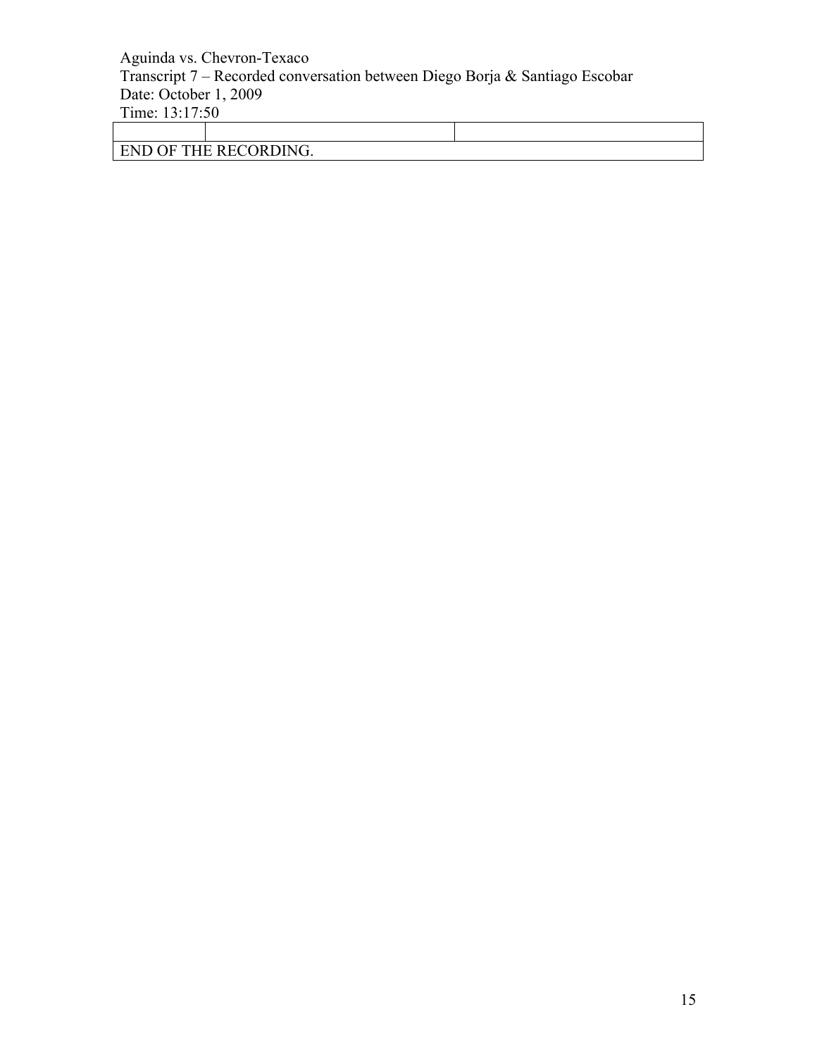Aguinda vs. Chevron-Texaco
Transcript 7 – Recorded conversation between Diego Borja & Santiago Escobar
Date: October 1, 2009
Time: 13:17:50

| | | |
|---|---|---|
| | | |
| END OF THE RECORDING. | | |